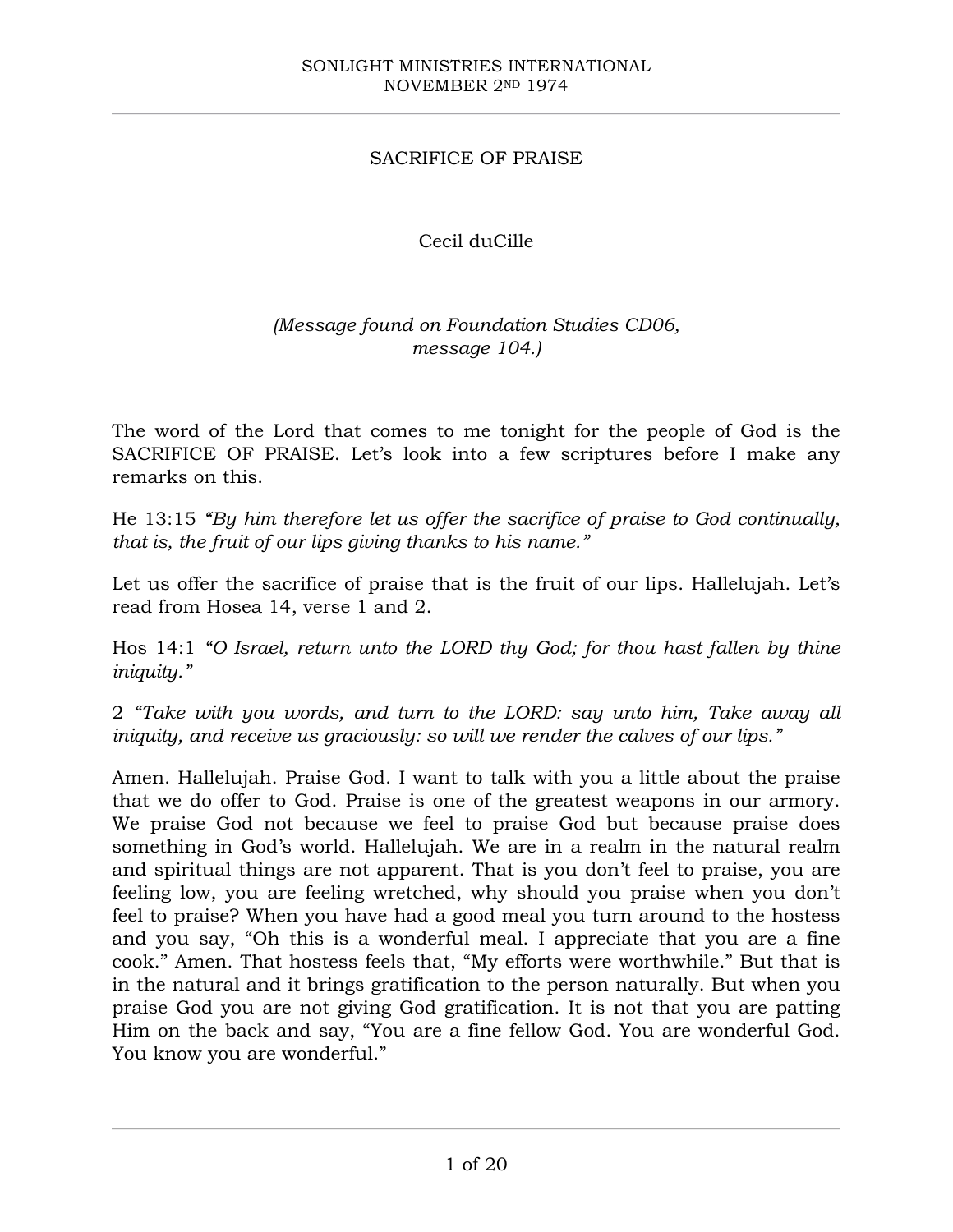SONLIGHT MINISTRIES INTERNATIONAL
NOVEMBER 2ND 1974

# SACRIFICE OF PRAISE

Cecil duCille

*(Message found on Foundation Studies CD06, message 104.)*

The word of the Lord that comes to me tonight for the people of God is the SACRIFICE OF PRAISE. Let's look into a few scriptures before I make any remarks on this.

He 13:15 *"By him therefore let us offer the sacrifice of praise to God continually, that is, the fruit of our lips giving thanks to his name."*

Let us offer the sacrifice of praise that is the fruit of our lips. Hallelujah. Let's read from Hosea 14, verse 1 and 2.

Hos 14:1 *"O Israel, return unto the LORD thy God; for thou hast fallen by thine iniquity."*

2 *"Take with you words, and turn to the LORD: say unto him, Take away all iniquity, and receive us graciously: so will we render the calves of our lips."*

Amen. Hallelujah. Praise God. I want to talk with you a little about the praise that we do offer to God. Praise is one of the greatest weapons in our armory. We praise God not because we feel to praise God but because praise does something in God's world. Hallelujah. We are in a realm in the natural realm and spiritual things are not apparent. That is you don't feel to praise, you are feeling low, you are feeling wretched, why should you praise when you don't feel to praise? When you have had a good meal you turn around to the hostess and you say, "Oh this is a wonderful meal. I appreciate that you are a fine cook." Amen. That hostess feels that, "My efforts were worthwhile." But that is in the natural and it brings gratification to the person naturally. But when you praise God you are not giving God gratification. It is not that you are patting Him on the back and say, "You are a fine fellow God. You are wonderful God. You know you are wonderful."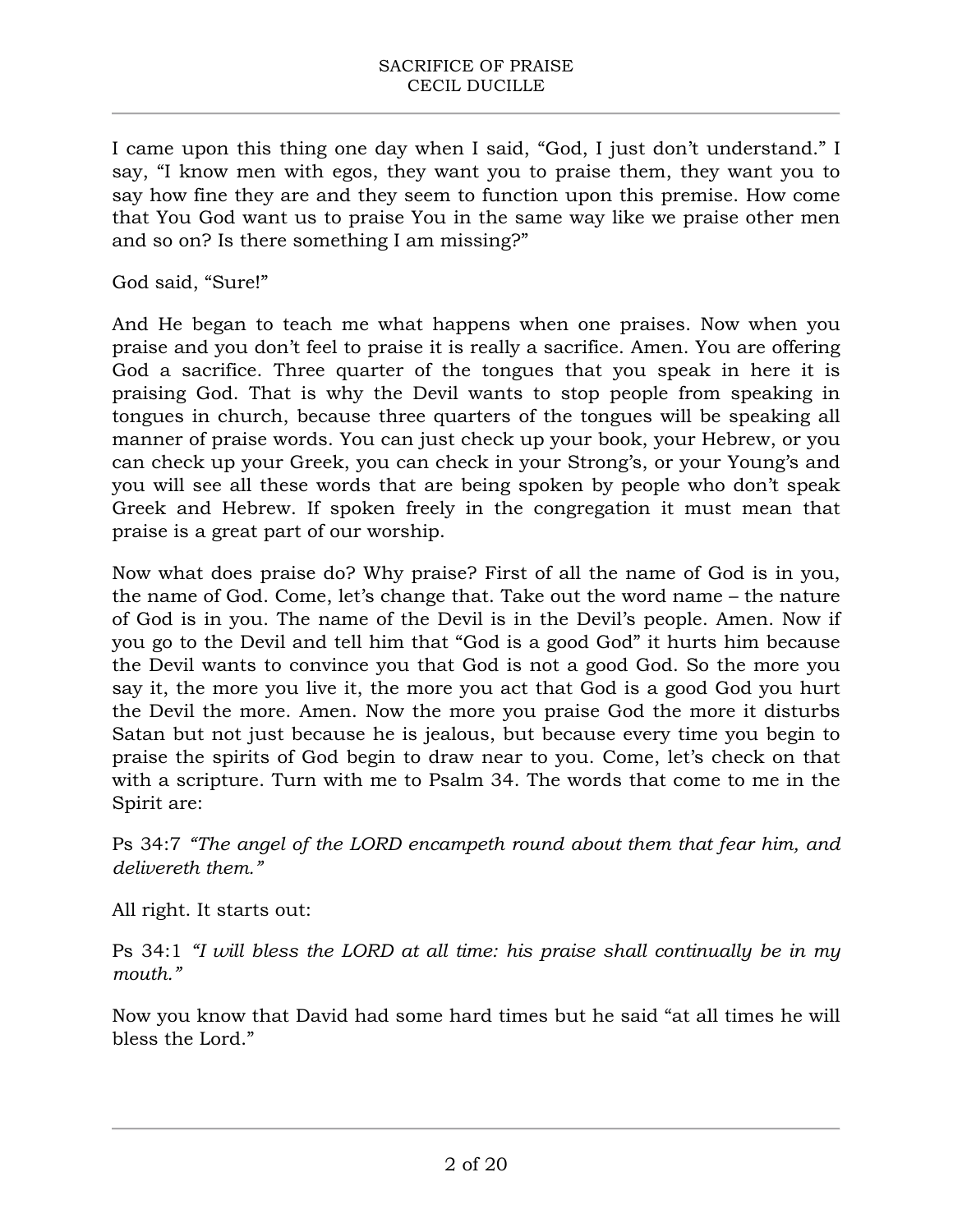I came upon this thing one day when I said, "God, I just don't understand." I say, "I know men with egos, they want you to praise them, they want you to say how fine they are and they seem to function upon this premise. How come that You God want us to praise You in the same way like we praise other men and so on? Is there something I am missing?"

God said, "Sure!"

And He began to teach me what happens when one praises. Now when you praise and you don't feel to praise it is really a sacrifice. Amen. You are offering God a sacrifice. Three quarter of the tongues that you speak in here it is praising God. That is why the Devil wants to stop people from speaking in tongues in church, because three quarters of the tongues will be speaking all manner of praise words. You can just check up your book, your Hebrew, or you can check up your Greek, you can check in your Strong's, or your Young's and you will see all these words that are being spoken by people who don't speak Greek and Hebrew. If spoken freely in the congregation it must mean that praise is a great part of our worship.

Now what does praise do? Why praise? First of all the name of God is in you, the name of God. Come, let's change that. Take out the word name – the nature of God is in you. The name of the Devil is in the Devil's people. Amen. Now if you go to the Devil and tell him that "God is a good God" it hurts him because the Devil wants to convince you that God is not a good God. So the more you say it, the more you live it, the more you act that God is a good God you hurt the Devil the more. Amen. Now the more you praise God the more it disturbs Satan but not just because he is jealous, but because every time you begin to praise the spirits of God begin to draw near to you. Come, let's check on that with a scripture. Turn with me to Psalm 34. The words that come to me in the Spirit are:

Ps 34:7 *"The angel of the LORD encampeth round about them that fear him, and delivereth them."*

All right. It starts out:

Ps 34:1 *"I will bless the LORD at all time: his praise shall continually be in my mouth."*

Now you know that David had some hard times but he said "at all times he will bless the Lord."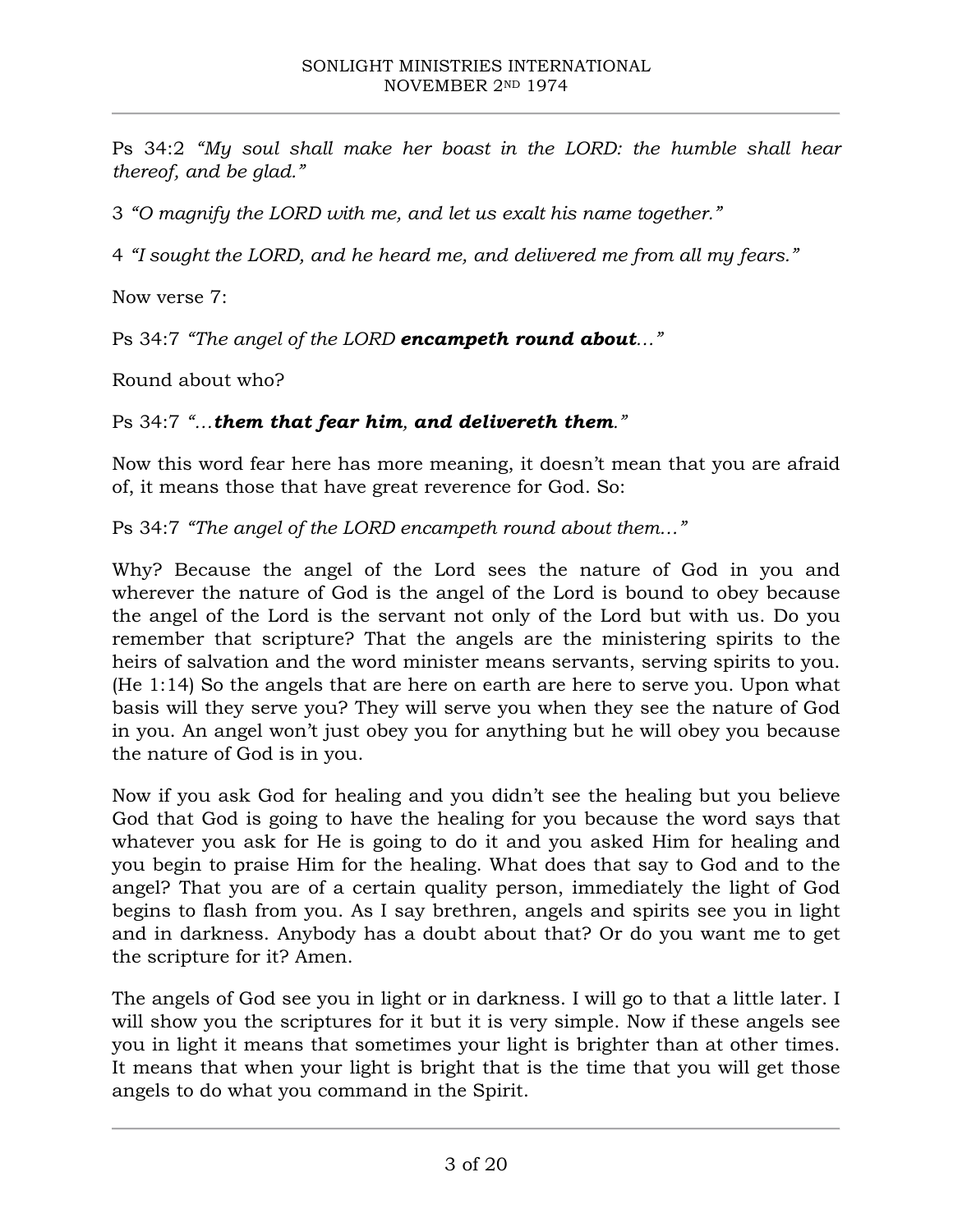Ps 34:2 *"My soul shall make her boast in the LORD: the humble shall hear thereof, and be glad."*

3 *"O magnify the LORD with me, and let us exalt his name together."*

4 *"I sought the LORD, and he heard me, and delivered me from all my fears."*

Now verse 7:

Ps 34:7 *"The angel of the LORD **encampeth round about**…"*

Round about who?

Ps 34:7 *"…**them that fear him**, **and delivereth them**."*

Now this word fear here has more meaning, it doesn't mean that you are afraid of, it means those that have great reverence for God. So:

Ps 34:7 *"The angel of the LORD encampeth round about them…"*

Why? Because the angel of the Lord sees the nature of God in you and wherever the nature of God is the angel of the Lord is bound to obey because the angel of the Lord is the servant not only of the Lord but with us. Do you remember that scripture? That the angels are the ministering spirits to the heirs of salvation and the word minister means servants, serving spirits to you. (He 1:14) So the angels that are here on earth are here to serve you. Upon what basis will they serve you? They will serve you when they see the nature of God in you. An angel won't just obey you for anything but he will obey you because the nature of God is in you.

Now if you ask God for healing and you didn't see the healing but you believe God that God is going to have the healing for you because the word says that whatever you ask for He is going to do it and you asked Him for healing and you begin to praise Him for the healing. What does that say to God and to the angel? That you are of a certain quality person, immediately the light of God begins to flash from you. As I say brethren, angels and spirits see you in light and in darkness. Anybody has a doubt about that? Or do you want me to get the scripture for it? Amen.

The angels of God see you in light or in darkness. I will go to that a little later. I will show you the scriptures for it but it is very simple. Now if these angels see you in light it means that sometimes your light is brighter than at other times. It means that when your light is bright that is the time that you will get those angels to do what you command in the Spirit.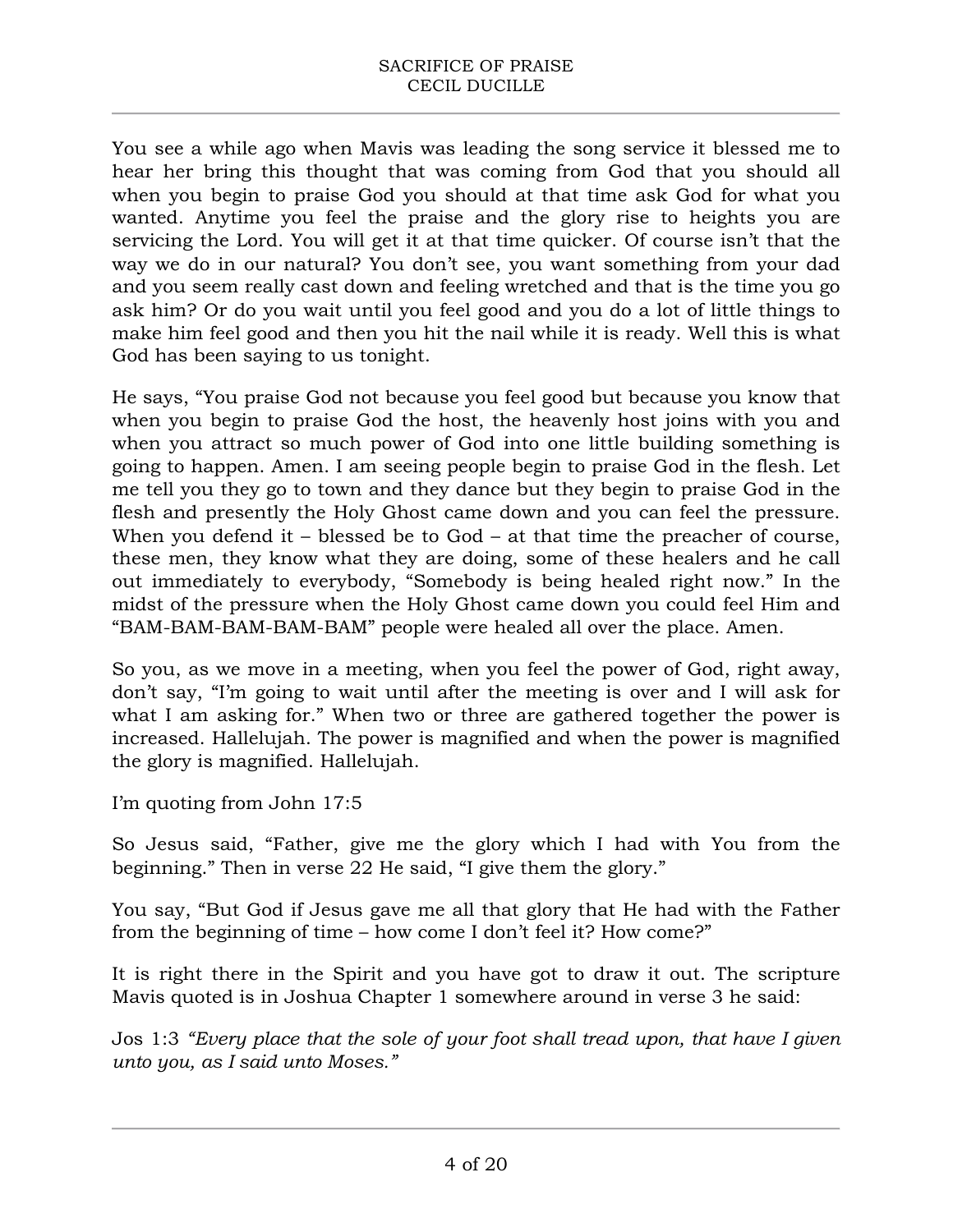You see a while ago when Mavis was leading the song service it blessed me to hear her bring this thought that was coming from God that you should all when you begin to praise God you should at that time ask God for what you wanted. Anytime you feel the praise and the glory rise to heights you are servicing the Lord. You will get it at that time quicker. Of course isn't that the way we do in our natural? You don't see, you want something from your dad and you seem really cast down and feeling wretched and that is the time you go ask him? Or do you wait until you feel good and you do a lot of little things to make him feel good and then you hit the nail while it is ready. Well this is what God has been saying to us tonight.

He says, "You praise God not because you feel good but because you know that when you begin to praise God the host, the heavenly host joins with you and when you attract so much power of God into one little building something is going to happen. Amen. I am seeing people begin to praise God in the flesh. Let me tell you they go to town and they dance but they begin to praise God in the flesh and presently the Holy Ghost came down and you can feel the pressure. When you defend it – blessed be to God – at that time the preacher of course, these men, they know what they are doing, some of these healers and he call out immediately to everybody, "Somebody is being healed right now." In the midst of the pressure when the Holy Ghost came down you could feel Him and "BAM-BAM-BAM-BAM-BAM" people were healed all over the place. Amen.

So you, as we move in a meeting, when you feel the power of God, right away, don't say, "I'm going to wait until after the meeting is over and I will ask for what I am asking for." When two or three are gathered together the power is increased. Hallelujah. The power is magnified and when the power is magnified the glory is magnified. Hallelujah.

I'm quoting from John 17:5

So Jesus said, "Father, give me the glory which I had with You from the beginning." Then in verse 22 He said, "I give them the glory."

You say, "But God if Jesus gave me all that glory that He had with the Father from the beginning of time – how come I don't feel it? How come?"

It is right there in the Spirit and you have got to draw it out. The scripture Mavis quoted is in Joshua Chapter 1 somewhere around in verse 3 he said:

Jos 1:3 *"Every place that the sole of your foot shall tread upon, that have I given unto you, as I said unto Moses."*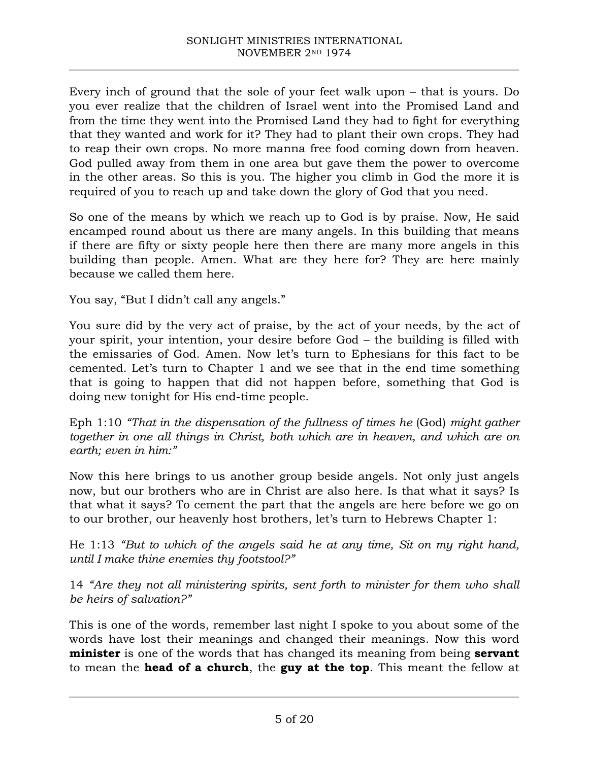Every inch of ground that the sole of your feet walk upon – that is yours. Do you ever realize that the children of Israel went into the Promised Land and from the time they went into the Promised Land they had to fight for everything that they wanted and work for it? They had to plant their own crops. They had to reap their own crops. No more manna free food coming down from heaven. God pulled away from them in one area but gave them the power to overcome in the other areas. So this is you. The higher you climb in God the more it is required of you to reach up and take down the glory of God that you need.

So one of the means by which we reach up to God is by praise. Now, He said encamped round about us there are many angels. In this building that means if there are fifty or sixty people here then there are many more angels in this building than people. Amen. What are they here for? They are here mainly because we called them here.

You say, "But I didn't call any angels."

You sure did by the very act of praise, by the act of your needs, by the act of your spirit, your intention, your desire before God – the building is filled with the emissaries of God. Amen. Now let's turn to Ephesians for this fact to be cemented. Let's turn to Chapter 1 and we see that in the end time something that is going to happen that did not happen before, something that God is doing new tonight for His end-time people.

Eph 1:10 *"That in the dispensation of the fullness of times he* (God) *might gather together in one all things in Christ, both which are in heaven, and which are on earth; even in him:"*

Now this here brings to us another group beside angels. Not only just angels now, but our brothers who are in Christ are also here. Is that what it says? Is that what it says? To cement the part that the angels are here before we go on to our brother, our heavenly host brothers, let's turn to Hebrews Chapter 1:

He 1:13 *"But to which of the angels said he at any time, Sit on my right hand, until I make thine enemies thy footstool?"*

14 *"Are they not all ministering spirits, sent forth to minister for them who shall be heirs of salvation?"*

This is one of the words, remember last night I spoke to you about some of the words have lost their meanings and changed their meanings. Now this word **minister** is one of the words that has changed its meaning from being **servant** to mean the **head of a church**, the **guy at the top**. This meant the fellow at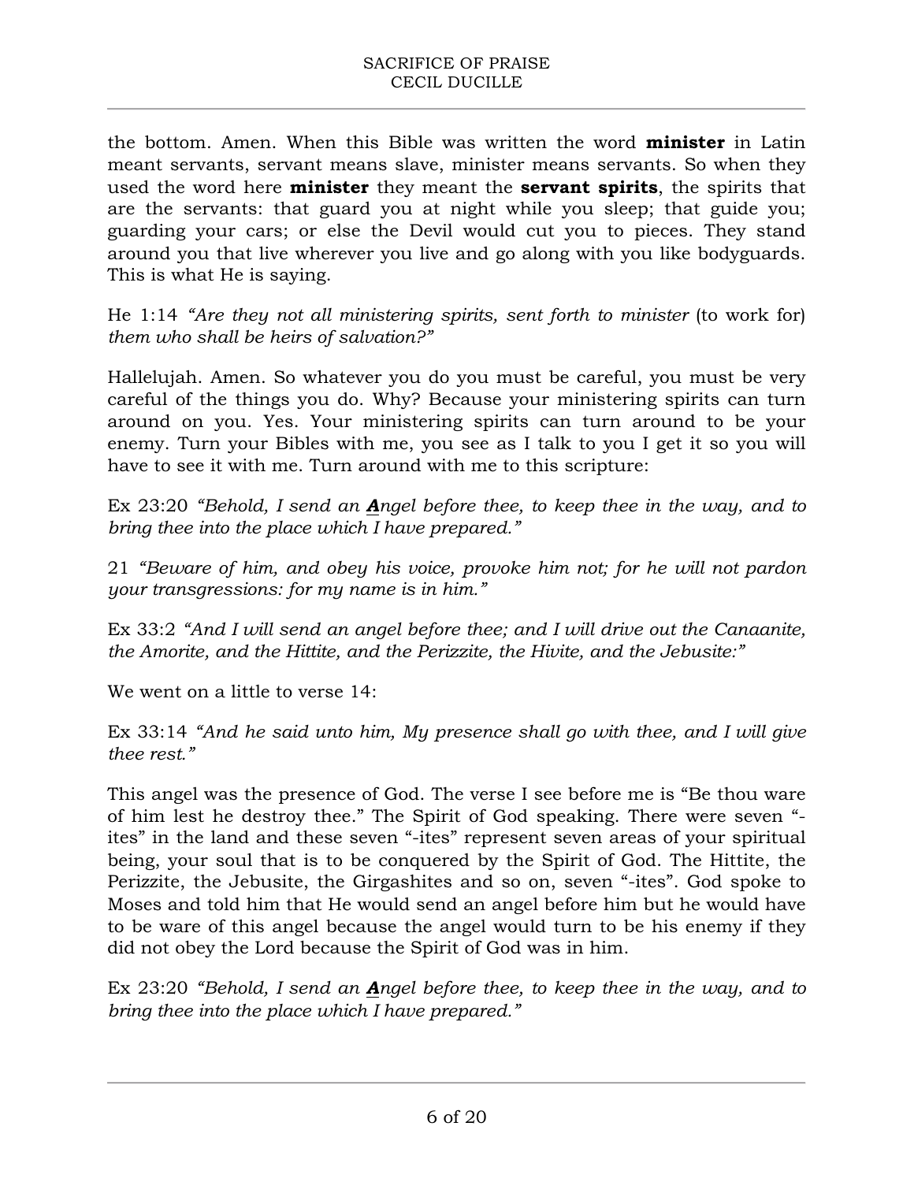the bottom. Amen. When this Bible was written the word **minister** in Latin meant servants, servant means slave, minister means servants. So when they used the word here **minister** they meant the **servant spirits**, the spirits that are the servants: that guard you at night while you sleep; that guide you; guarding your cars; or else the Devil would cut you to pieces. They stand around you that live wherever you live and go along with you like bodyguards. This is what He is saying.

He 1:14 *"Are they not all ministering spirits, sent forth to minister* (to work for) *them who shall be heirs of salvation?"*

Hallelujah. Amen. So whatever you do you must be careful, you must be very careful of the things you do. Why? Because your ministering spirits can turn around on you. Yes. Your ministering spirits can turn around to be your enemy. Turn your Bibles with me, you see as I talk to you I get it so you will have to see it with me. Turn around with me to this scripture:

Ex 23:20 *"Behold, I send an **A**ngel before thee, to keep thee in the way, and to bring thee into the place which I have prepared."*

21 *"Beware of him, and obey his voice, provoke him not; for he will not pardon your transgressions: for my name is in him."*

Ex 33:2 *"And I will send an angel before thee; and I will drive out the Canaanite, the Amorite, and the Hittite, and the Perizzite, the Hivite, and the Jebusite:"*

We went on a little to verse 14:

Ex 33:14 *"And he said unto him, My presence shall go with thee, and I will give thee rest."*

This angel was the presence of God. The verse I see before me is "Be thou ware of him lest he destroy thee." The Spirit of God speaking. There were seven "-ites" in the land and these seven "-ites" represent seven areas of your spiritual being, your soul that is to be conquered by the Spirit of God. The Hittite, the Perizzite, the Jebusite, the Girgashites and so on, seven "-ites". God spoke to Moses and told him that He would send an angel before him but he would have to be ware of this angel because the angel would turn to be his enemy if they did not obey the Lord because the Spirit of God was in him.

Ex 23:20 *"Behold, I send an **A**ngel before thee, to keep thee in the way, and to bring thee into the place which I have prepared."*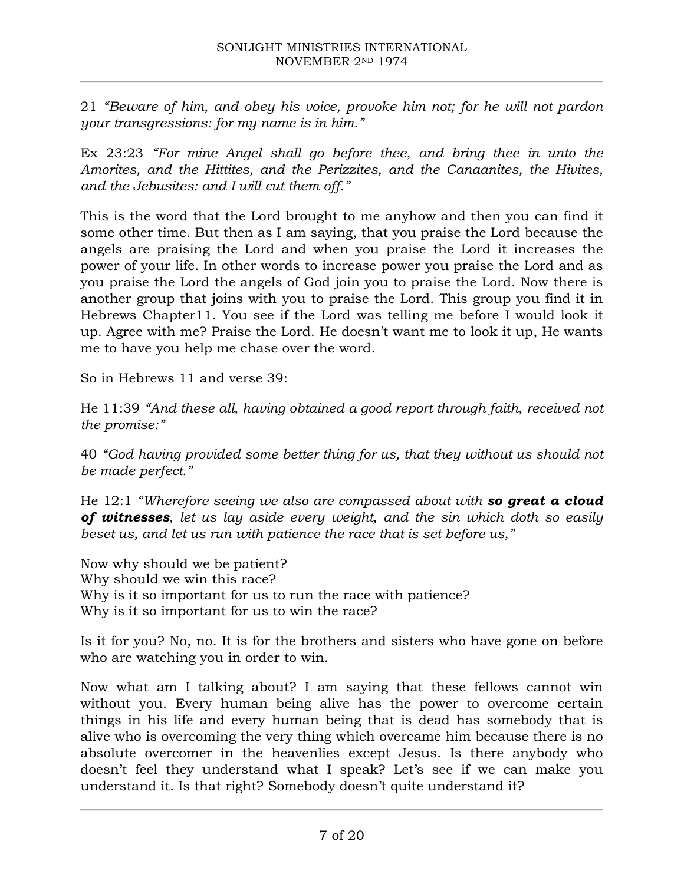21 *"Beware of him, and obey his voice, provoke him not; for he will not pardon your transgressions: for my name is in him."*

Ex 23:23 *"For mine Angel shall go before thee, and bring thee in unto the Amorites, and the Hittites, and the Perizzites, and the Canaanites, the Hivites, and the Jebusites: and I will cut them off."*

This is the word that the Lord brought to me anyhow and then you can find it some other time. But then as I am saying, that you praise the Lord because the angels are praising the Lord and when you praise the Lord it increases the power of your life. In other words to increase power you praise the Lord and as you praise the Lord the angels of God join you to praise the Lord. Now there is another group that joins with you to praise the Lord. This group you find it in Hebrews Chapter11. You see if the Lord was telling me before I would look it up. Agree with me? Praise the Lord. He doesn't want me to look it up, He wants me to have you help me chase over the word.

So in Hebrews 11 and verse 39:

He 11:39 *"And these all, having obtained a good report through faith, received not the promise:"*

40 *"God having provided some better thing for us, that they without us should not be made perfect."*

He 12:1 *"Wherefore seeing we also are compassed about with **so great a cloud of witnesses**, let us lay aside every weight, and the sin which doth so easily beset us, and let us run with patience the race that is set before us,"*

Now why should we be patient?
Why should we win this race?
Why is it so important for us to run the race with patience?
Why is it so important for us to win the race?

Is it for you? No, no. It is for the brothers and sisters who have gone on before who are watching you in order to win.

Now what am I talking about? I am saying that these fellows cannot win without you. Every human being alive has the power to overcome certain things in his life and every human being that is dead has somebody that is alive who is overcoming the very thing which overcame him because there is no absolute overcomer in the heavenlies except Jesus. Is there anybody who doesn't feel they understand what I speak? Let's see if we can make you understand it. Is that right? Somebody doesn't quite understand it?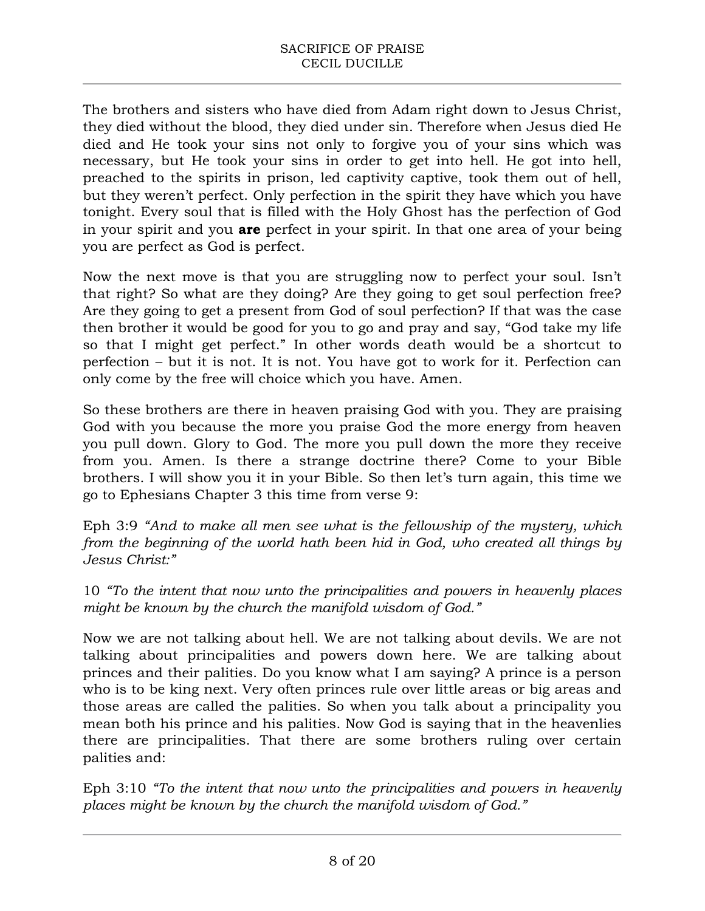The brothers and sisters who have died from Adam right down to Jesus Christ, they died without the blood, they died under sin. Therefore when Jesus died He died and He took your sins not only to forgive you of your sins which was necessary, but He took your sins in order to get into hell. He got into hell, preached to the spirits in prison, led captivity captive, took them out of hell, but they weren't perfect. Only perfection in the spirit they have which you have tonight. Every soul that is filled with the Holy Ghost has the perfection of God in your spirit and you **are** perfect in your spirit. In that one area of your being you are perfect as God is perfect.

Now the next move is that you are struggling now to perfect your soul. Isn't that right? So what are they doing? Are they going to get soul perfection free? Are they going to get a present from God of soul perfection? If that was the case then brother it would be good for you to go and pray and say, "God take my life so that I might get perfect." In other words death would be a shortcut to perfection – but it is not. It is not. You have got to work for it. Perfection can only come by the free will choice which you have. Amen.

So these brothers are there in heaven praising God with you. They are praising God with you because the more you praise God the more energy from heaven you pull down. Glory to God. The more you pull down the more they receive from you. Amen. Is there a strange doctrine there? Come to your Bible brothers. I will show you it in your Bible. So then let's turn again, this time we go to Ephesians Chapter 3 this time from verse 9:

Eph 3:9 *"And to make all men see what is the fellowship of the mystery, which from the beginning of the world hath been hid in God, who created all things by Jesus Christ:"*

10 *"To the intent that now unto the principalities and powers in heavenly places might be known by the church the manifold wisdom of God."*

Now we are not talking about hell. We are not talking about devils. We are not talking about principalities and powers down here. We are talking about princes and their palities. Do you know what I am saying? A prince is a person who is to be king next. Very often princes rule over little areas or big areas and those areas are called the palities. So when you talk about a principality you mean both his prince and his palities. Now God is saying that in the heavenlies there are principalities. That there are some brothers ruling over certain palities and:

Eph 3:10 *"To the intent that now unto the principalities and powers in heavenly places might be known by the church the manifold wisdom of God."*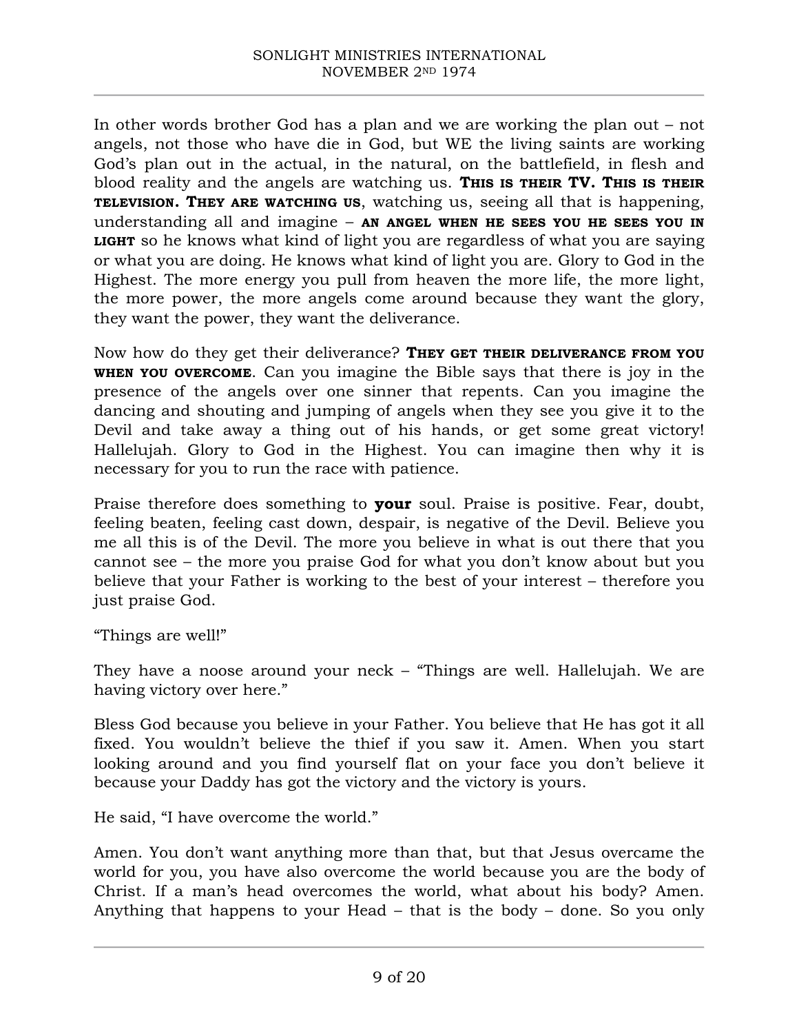In other words brother God has a plan and we are working the plan out – not angels, not those who have die in God, but WE the living saints are working God's plan out in the actual, in the natural, on the battlefield, in flesh and blood reality and the angels are watching us. **THIS IS THEIR TV. THIS IS THEIR TELEVISION. THEY ARE WATCHING US**, watching us, seeing all that is happening, understanding all and imagine – **AN ANGEL WHEN HE SEES YOU HE SEES YOU IN LIGHT** so he knows what kind of light you are regardless of what you are saying or what you are doing. He knows what kind of light you are. Glory to God in the Highest. The more energy you pull from heaven the more life, the more light, the more power, the more angels come around because they want the glory, they want the power, they want the deliverance.

Now how do they get their deliverance? **THEY GET THEIR DELIVERANCE FROM YOU WHEN YOU OVERCOME**. Can you imagine the Bible says that there is joy in the presence of the angels over one sinner that repents. Can you imagine the dancing and shouting and jumping of angels when they see you give it to the Devil and take away a thing out of his hands, or get some great victory! Hallelujah. Glory to God in the Highest. You can imagine then why it is necessary for you to run the race with patience.

Praise therefore does something to **your** soul. Praise is positive. Fear, doubt, feeling beaten, feeling cast down, despair, is negative of the Devil. Believe you me all this is of the Devil. The more you believe in what is out there that you cannot see – the more you praise God for what you don't know about but you believe that your Father is working to the best of your interest – therefore you just praise God.

"Things are well!"

They have a noose around your neck – "Things are well. Hallelujah. We are having victory over here."

Bless God because you believe in your Father. You believe that He has got it all fixed. You wouldn't believe the thief if you saw it. Amen. When you start looking around and you find yourself flat on your face you don't believe it because your Daddy has got the victory and the victory is yours.

He said, "I have overcome the world."

Amen. You don't want anything more than that, but that Jesus overcame the world for you, you have also overcome the world because you are the body of Christ. If a man's head overcomes the world, what about his body? Amen. Anything that happens to your Head – that is the body – done. So you only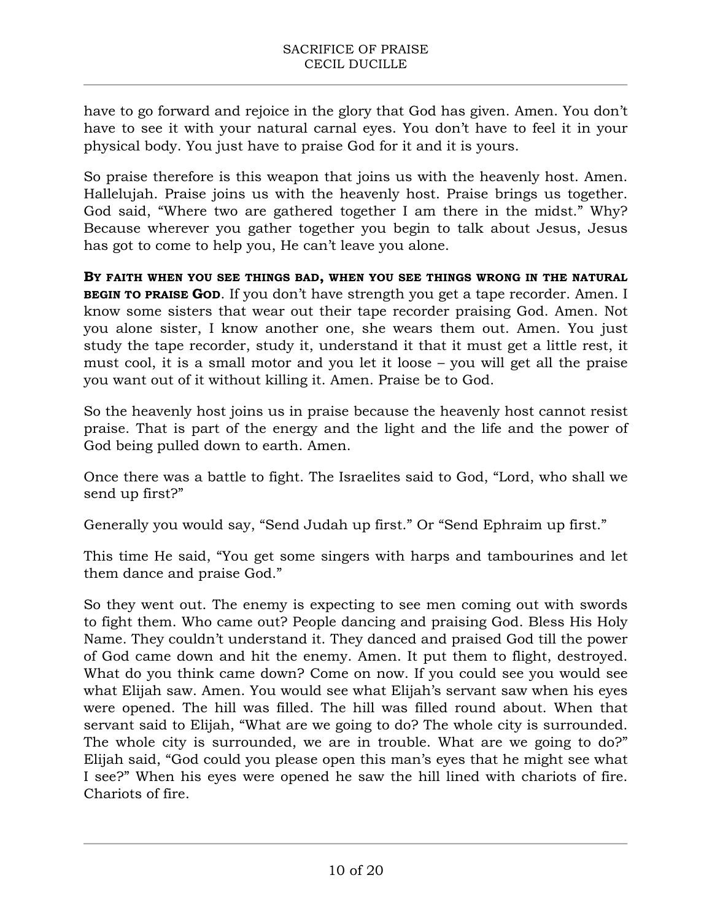have to go forward and rejoice in the glory that God has given. Amen. You don't have to see it with your natural carnal eyes. You don't have to feel it in your physical body. You just have to praise God for it and it is yours.

So praise therefore is this weapon that joins us with the heavenly host. Amen. Hallelujah. Praise joins us with the heavenly host. Praise brings us together. God said, "Where two are gathered together I am there in the midst." Why? Because wherever you gather together you begin to talk about Jesus, Jesus has got to come to help you, He can't leave you alone.

**BY FAITH WHEN YOU SEE THINGS BAD, WHEN YOU SEE THINGS WRONG IN THE NATURAL BEGIN TO PRAISE GOD**. If you don't have strength you get a tape recorder. Amen. I know some sisters that wear out their tape recorder praising God. Amen. Not you alone sister, I know another one, she wears them out. Amen. You just study the tape recorder, study it, understand it that it must get a little rest, it must cool, it is a small motor and you let it loose – you will get all the praise you want out of it without killing it. Amen. Praise be to God.

So the heavenly host joins us in praise because the heavenly host cannot resist praise. That is part of the energy and the light and the life and the power of God being pulled down to earth. Amen.

Once there was a battle to fight. The Israelites said to God, "Lord, who shall we send up first?"

Generally you would say, "Send Judah up first." Or "Send Ephraim up first."

This time He said, "You get some singers with harps and tambourines and let them dance and praise God."

So they went out. The enemy is expecting to see men coming out with swords to fight them. Who came out? People dancing and praising God. Bless His Holy Name. They couldn't understand it. They danced and praised God till the power of God came down and hit the enemy. Amen. It put them to flight, destroyed. What do you think came down? Come on now. If you could see you would see what Elijah saw. Amen. You would see what Elijah's servant saw when his eyes were opened. The hill was filled. The hill was filled round about. When that servant said to Elijah, "What are we going to do? The whole city is surrounded. The whole city is surrounded, we are in trouble. What are we going to do?" Elijah said, "God could you please open this man's eyes that he might see what I see?" When his eyes were opened he saw the hill lined with chariots of fire. Chariots of fire.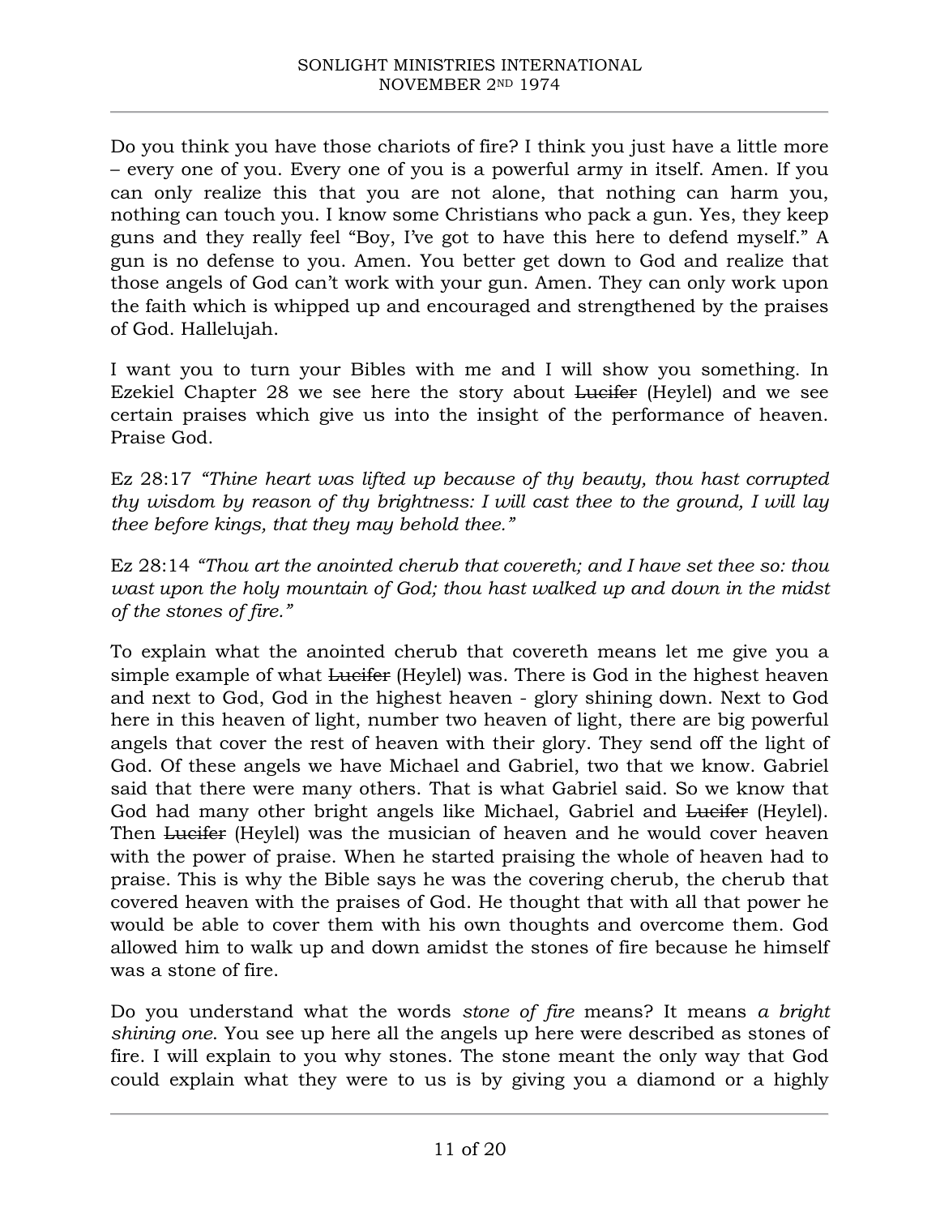Do you think you have those chariots of fire? I think you just have a little more – every one of you. Every one of you is a powerful army in itself. Amen. If you can only realize this that you are not alone, that nothing can harm you, nothing can touch you. I know some Christians who pack a gun. Yes, they keep guns and they really feel "Boy, I've got to have this here to defend myself." A gun is no defense to you. Amen. You better get down to God and realize that those angels of God can't work with your gun. Amen. They can only work upon the faith which is whipped up and encouraged and strengthened by the praises of God. Hallelujah.

I want you to turn your Bibles with me and I will show you something. In Ezekiel Chapter 28 we see here the story about ~~Lucifer~~ (Heylel) and we see certain praises which give us into the insight of the performance of heaven. Praise God.

Ez 28:17 *"Thine heart was lifted up because of thy beauty, thou hast corrupted thy wisdom by reason of thy brightness: I will cast thee to the ground, I will lay thee before kings, that they may behold thee."*

Ez 28:14 *"Thou art the anointed cherub that covereth; and I have set thee so: thou wast upon the holy mountain of God; thou hast walked up and down in the midst of the stones of fire."*

To explain what the anointed cherub that covereth means let me give you a simple example of what ~~Lucifer~~ (Heylel) was. There is God in the highest heaven and next to God, God in the highest heaven - glory shining down. Next to God here in this heaven of light, number two heaven of light, there are big powerful angels that cover the rest of heaven with their glory. They send off the light of God. Of these angels we have Michael and Gabriel, two that we know. Gabriel said that there were many others. That is what Gabriel said. So we know that God had many other bright angels like Michael, Gabriel and ~~Lucifer~~ (Heylel). Then ~~Lucifer~~ (Heylel) was the musician of heaven and he would cover heaven with the power of praise. When he started praising the whole of heaven had to praise. This is why the Bible says he was the covering cherub, the cherub that covered heaven with the praises of God. He thought that with all that power he would be able to cover them with his own thoughts and overcome them. God allowed him to walk up and down amidst the stones of fire because he himself was a stone of fire.

Do you understand what the words *stone of fire* means? It means *a bright shining one*. You see up here all the angels up here were described as stones of fire. I will explain to you why stones. The stone meant the only way that God could explain what they were to us is by giving you a diamond or a highly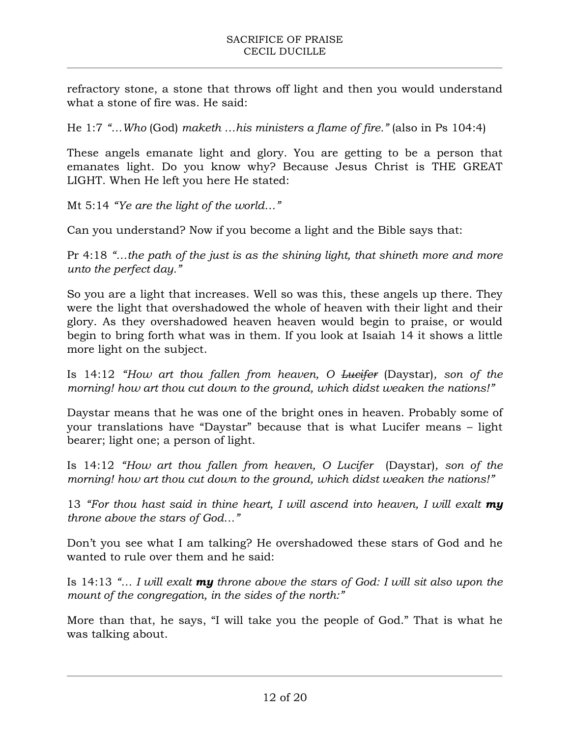refractory stone, a stone that throws off light and then you would understand what a stone of fire was. He said:

He 1:7 *"…Who* (God) *maketh …his ministers a flame of fire."* (also in Ps 104:4)

These angels emanate light and glory. You are getting to be a person that emanates light. Do you know why? Because Jesus Christ is THE GREAT LIGHT. When He left you here He stated:

Mt 5:14 *"Ye are the light of the world…"*

Can you understand? Now if you become a light and the Bible says that:

Pr 4:18 *"…the path of the just is as the shining light, that shineth more and more unto the perfect day."*

So you are a light that increases. Well so was this, these angels up there. They were the light that overshadowed the whole of heaven with their light and their glory. As they overshadowed heaven heaven would begin to praise, or would begin to bring forth what was in them. If you look at Isaiah 14 it shows a little more light on the subject.

Is 14:12 *"How art thou fallen from heaven, O ~~Lucifer~~* (Daystar)*, son of the morning! how art thou cut down to the ground, which didst weaken the nations!"*

Daystar means that he was one of the bright ones in heaven. Probably some of your translations have "Daystar" because that is what Lucifer means – light bearer; light one; a person of light.

Is 14:12 *"How art thou fallen from heaven, O Lucifer* (Daystar)*, son of the morning! how art thou cut down to the ground, which didst weaken the nations!"*

13 *"For thou hast said in thine heart, I will ascend into heaven, I will exalt **my** throne above the stars of God…"*

Don't you see what I am talking? He overshadowed these stars of God and he wanted to rule over them and he said:

Is 14:13 *"… I will exalt **my** throne above the stars of God: I will sit also upon the mount of the congregation, in the sides of the north:"*

More than that, he says, "I will take you the people of God." That is what he was talking about.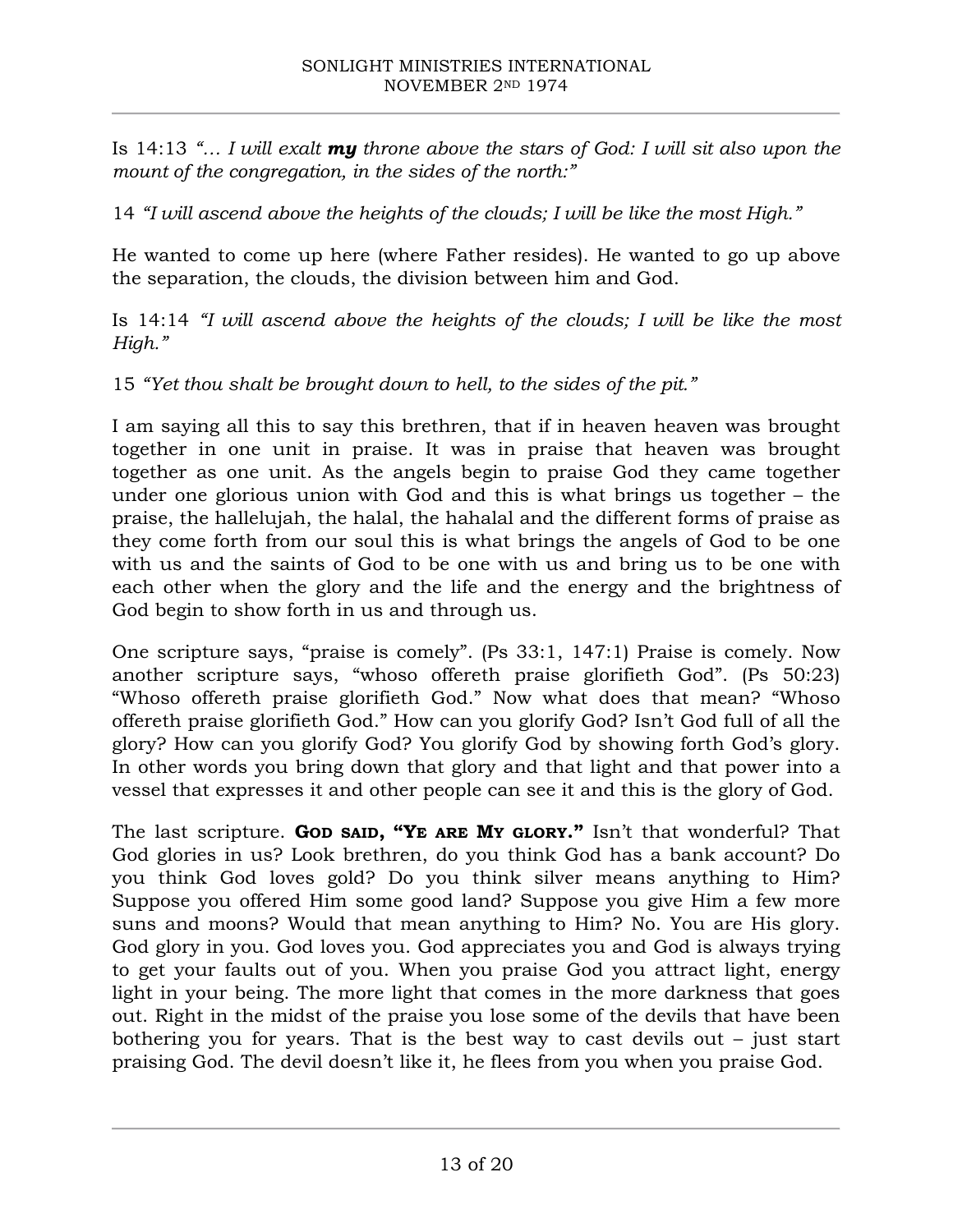Is 14:13 *"… I will exalt **my** throne above the stars of God: I will sit also upon the mount of the congregation, in the sides of the north:"*

14 *"I will ascend above the heights of the clouds; I will be like the most High."*

He wanted to come up here (where Father resides). He wanted to go up above the separation, the clouds, the division between him and God.

Is 14:14 *"I will ascend above the heights of the clouds; I will be like the most High."*

15 *"Yet thou shalt be brought down to hell, to the sides of the pit."*

I am saying all this to say this brethren, that if in heaven heaven was brought together in one unit in praise. It was in praise that heaven was brought together as one unit. As the angels begin to praise God they came together under one glorious union with God and this is what brings us together – the praise, the hallelujah, the halal, the hahalal and the different forms of praise as they come forth from our soul this is what brings the angels of God to be one with us and the saints of God to be one with us and bring us to be one with each other when the glory and the life and the energy and the brightness of God begin to show forth in us and through us.

One scripture says, "praise is comely". (Ps 33:1, 147:1) Praise is comely. Now another scripture says, "whoso offereth praise glorifieth God". (Ps 50:23) "Whoso offereth praise glorifieth God." Now what does that mean? "Whoso offereth praise glorifieth God." How can you glorify God? Isn't God full of all the glory? How can you glorify God? You glorify God by showing forth God's glory. In other words you bring down that glory and that light and that power into a vessel that expresses it and other people can see it and this is the glory of God.

The last scripture. **GOD SAID, "YE ARE MY GLORY."** Isn't that wonderful? That God glories in us? Look brethren, do you think God has a bank account? Do you think God loves gold? Do you think silver means anything to Him? Suppose you offered Him some good land? Suppose you give Him a few more suns and moons? Would that mean anything to Him? No. You are His glory. God glory in you. God loves you. God appreciates you and God is always trying to get your faults out of you. When you praise God you attract light, energy light in your being. The more light that comes in the more darkness that goes out. Right in the midst of the praise you lose some of the devils that have been bothering you for years. That is the best way to cast devils out – just start praising God. The devil doesn't like it, he flees from you when you praise God.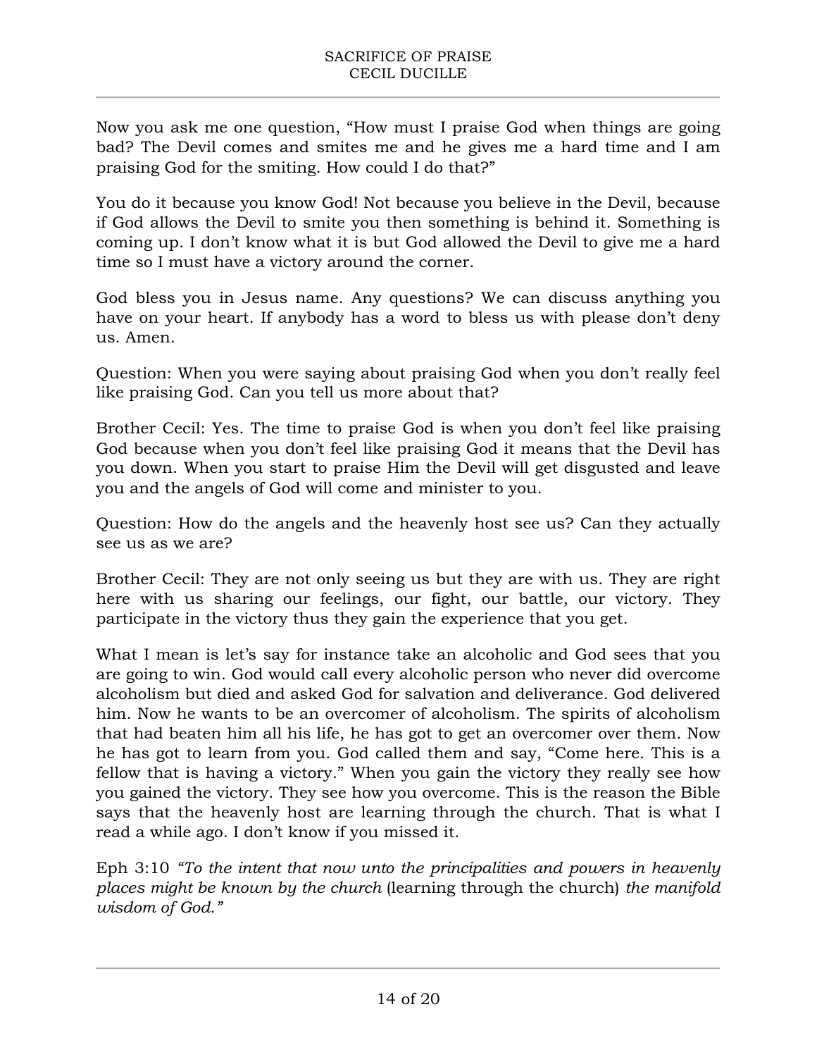Now you ask me one question, "How must I praise God when things are going bad? The Devil comes and smites me and he gives me a hard time and I am praising God for the smiting. How could I do that?"

You do it because you know God! Not because you believe in the Devil, because if God allows the Devil to smite you then something is behind it. Something is coming up. I don't know what it is but God allowed the Devil to give me a hard time so I must have a victory around the corner.

God bless you in Jesus name. Any questions? We can discuss anything you have on your heart. If anybody has a word to bless us with please don't deny us. Amen.

Question: When you were saying about praising God when you don't really feel like praising God. Can you tell us more about that?

Brother Cecil: Yes. The time to praise God is when you don't feel like praising God because when you don't feel like praising God it means that the Devil has you down. When you start to praise Him the Devil will get disgusted and leave you and the angels of God will come and minister to you.

Question: How do the angels and the heavenly host see us? Can they actually see us as we are?

Brother Cecil: They are not only seeing us but they are with us. They are right here with us sharing our feelings, our fight, our battle, our victory. They participate in the victory thus they gain the experience that you get.

What I mean is let's say for instance take an alcoholic and God sees that you are going to win. God would call every alcoholic person who never did overcome alcoholism but died and asked God for salvation and deliverance. God delivered him. Now he wants to be an overcomer of alcoholism. The spirits of alcoholism that had beaten him all his life, he has got to get an overcomer over them. Now he has got to learn from you. God called them and say, "Come here. This is a fellow that is having a victory." When you gain the victory they really see how you gained the victory. They see how you overcome. This is the reason the Bible says that the heavenly host are learning through the church. That is what I read a while ago. I don't know if you missed it.

Eph 3:10 *"To the intent that now unto the principalities and powers in heavenly places might be known by the church* (learning through the church) *the manifold wisdom of God."*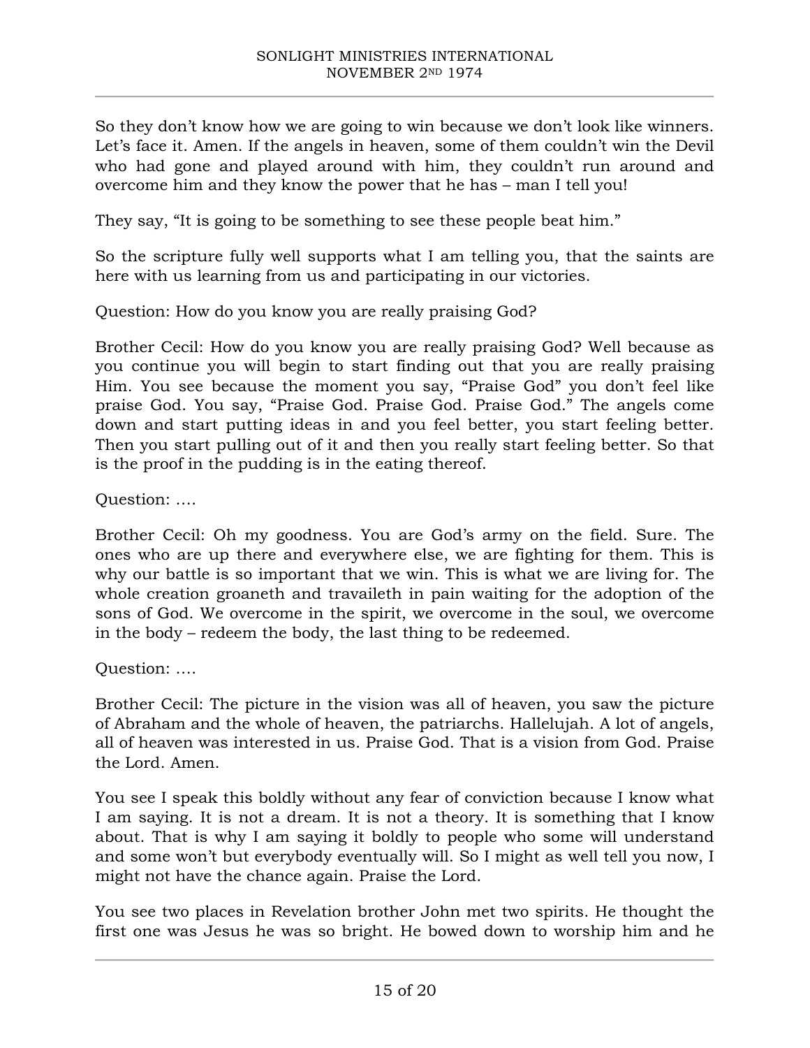So they don't know how we are going to win because we don't look like winners. Let's face it. Amen. If the angels in heaven, some of them couldn't win the Devil who had gone and played around with him, they couldn't run around and overcome him and they know the power that he has – man I tell you!

They say, "It is going to be something to see these people beat him."

So the scripture fully well supports what I am telling you, that the saints are here with us learning from us and participating in our victories.

Question: How do you know you are really praising God?

Brother Cecil: How do you know you are really praising God? Well because as you continue you will begin to start finding out that you are really praising Him. You see because the moment you say, "Praise God" you don't feel like praise God. You say, "Praise God. Praise God. Praise God." The angels come down and start putting ideas in and you feel better, you start feeling better. Then you start pulling out of it and then you really start feeling better. So that is the proof in the pudding is in the eating thereof.

Question: ….

Brother Cecil: Oh my goodness. You are God's army on the field. Sure. The ones who are up there and everywhere else, we are fighting for them. This is why our battle is so important that we win. This is what we are living for. The whole creation groaneth and travaileth in pain waiting for the adoption of the sons of God. We overcome in the spirit, we overcome in the soul, we overcome in the body – redeem the body, the last thing to be redeemed.

Question: ….

Brother Cecil: The picture in the vision was all of heaven, you saw the picture of Abraham and the whole of heaven, the patriarchs. Hallelujah. A lot of angels, all of heaven was interested in us. Praise God. That is a vision from God. Praise the Lord. Amen.

You see I speak this boldly without any fear of conviction because I know what I am saying. It is not a dream. It is not a theory. It is something that I know about. That is why I am saying it boldly to people who some will understand and some won't but everybody eventually will. So I might as well tell you now, I might not have the chance again. Praise the Lord.

You see two places in Revelation brother John met two spirits. He thought the first one was Jesus he was so bright. He bowed down to worship him and he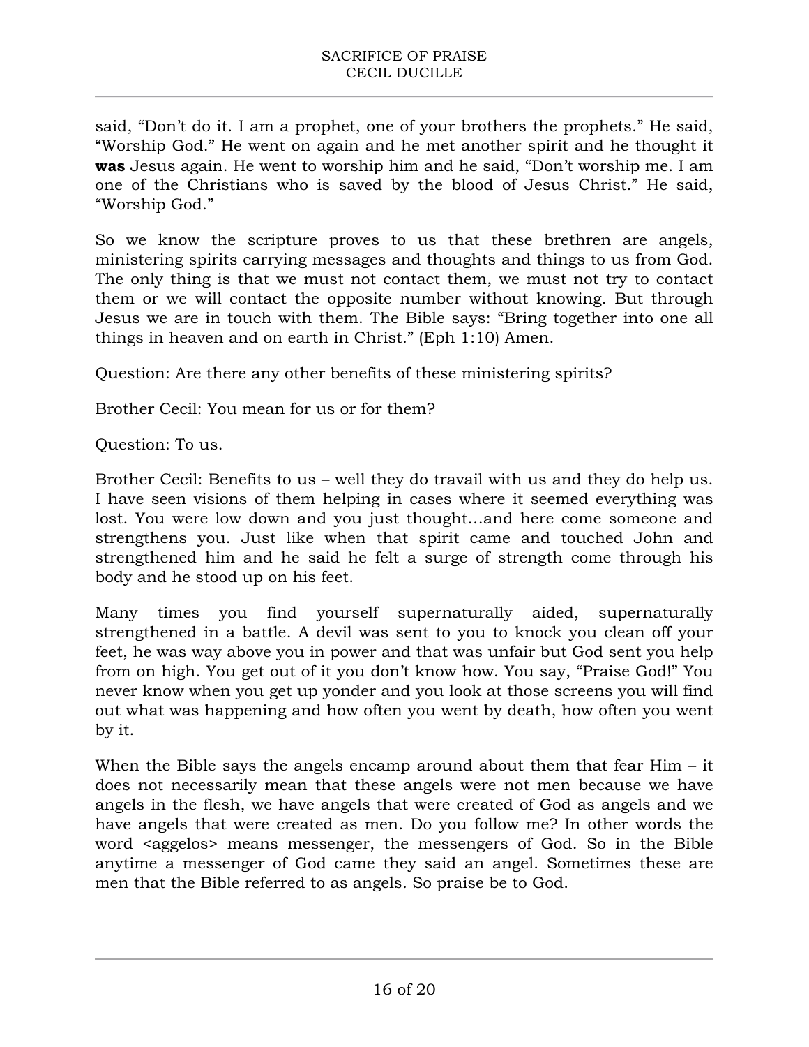said, “Don’t do it. I am a prophet, one of your brothers the prophets.” He said, “Worship God.” He went on again and he met another spirit and he thought it **was** Jesus again. He went to worship him and he said, “Don’t worship me. I am one of the Christians who is saved by the blood of Jesus Christ.” He said, “Worship God.”

So we know the scripture proves to us that these brethren are angels, ministering spirits carrying messages and thoughts and things to us from God. The only thing is that we must not contact them, we must not try to contact them or we will contact the opposite number without knowing. But through Jesus we are in touch with them. The Bible says: “Bring together into one all things in heaven and on earth in Christ.” (Eph 1:10) Amen.

Question: Are there any other benefits of these ministering spirits?

Brother Cecil: You mean for us or for them?

Question: To us.

Brother Cecil: Benefits to us – well they do travail with us and they do help us. I have seen visions of them helping in cases where it seemed everything was lost. You were low down and you just thought…and here come someone and strengthens you. Just like when that spirit came and touched John and strengthened him and he said he felt a surge of strength come through his body and he stood up on his feet.

Many times you find yourself supernaturally aided, supernaturally strengthened in a battle. A devil was sent to you to knock you clean off your feet, he was way above you in power and that was unfair but God sent you help from on high. You get out of it you don’t know how. You say, “Praise God!” You never know when you get up yonder and you look at those screens you will find out what was happening and how often you went by death, how often you went by it.

When the Bible says the angels encamp around about them that fear Him – it does not necessarily mean that these angels were not men because we have angels in the flesh, we have angels that were created of God as angels and we have angels that were created as men. Do you follow me? In other words the word <aggelos> means messenger, the messengers of God. So in the Bible anytime a messenger of God came they said an angel. Sometimes these are men that the Bible referred to as angels. So praise be to God.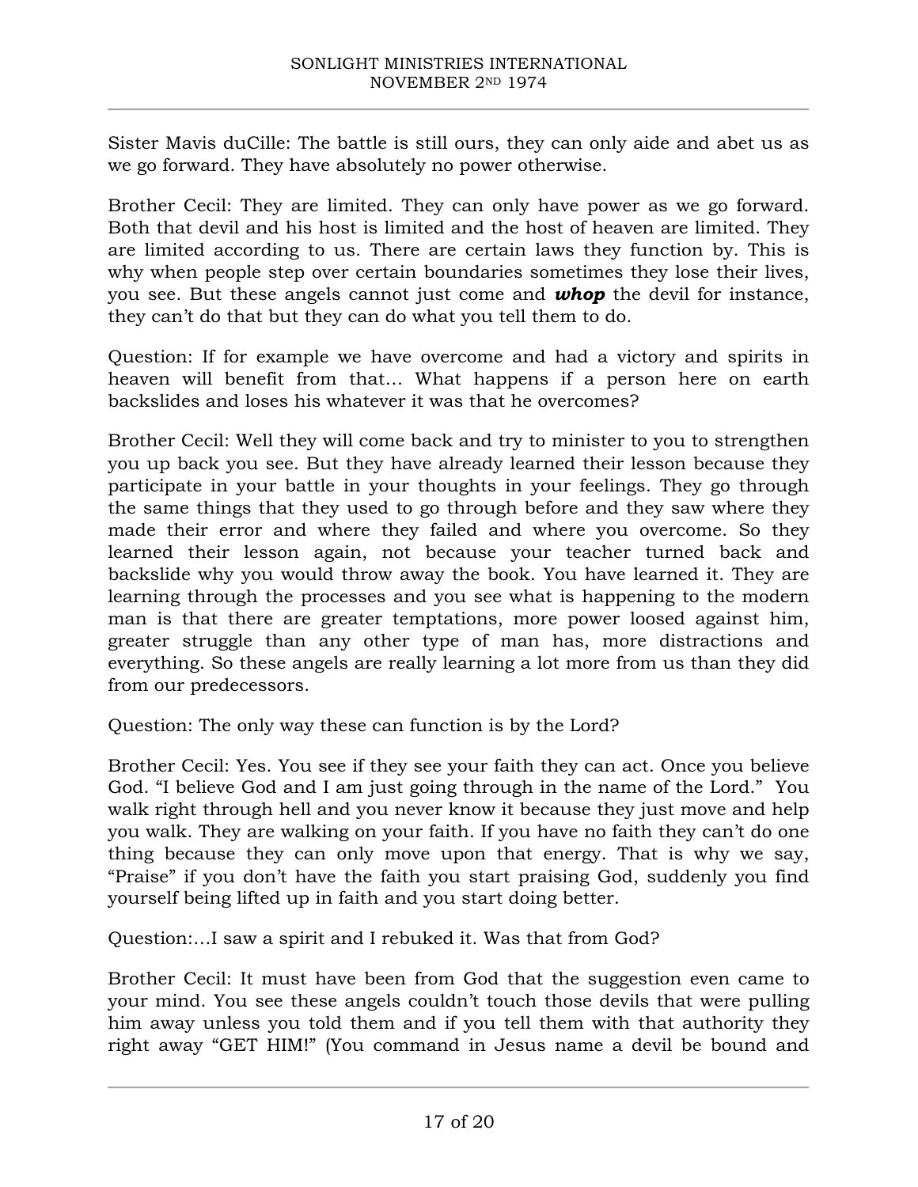Sister Mavis duCille: The battle is still ours, they can only aide and abet us as we go forward. They have absolutely no power otherwise.

Brother Cecil: They are limited. They can only have power as we go forward. Both that devil and his host is limited and the host of heaven are limited. They are limited according to us. There are certain laws they function by. This is why when people step over certain boundaries sometimes they lose their lives, you see. But these angels cannot just come and ***whop*** the devil for instance, they can't do that but they can do what you tell them to do.

Question: If for example we have overcome and had a victory and spirits in heaven will benefit from that… What happens if a person here on earth backslides and loses his whatever it was that he overcomes?

Brother Cecil: Well they will come back and try to minister to you to strengthen you up back you see. But they have already learned their lesson because they participate in your battle in your thoughts in your feelings. They go through the same things that they used to go through before and they saw where they made their error and where they failed and where you overcome. So they learned their lesson again, not because your teacher turned back and backslide why you would throw away the book. You have learned it. They are learning through the processes and you see what is happening to the modern man is that there are greater temptations, more power loosed against him, greater struggle than any other type of man has, more distractions and everything. So these angels are really learning a lot more from us than they did from our predecessors.

Question: The only way these can function is by the Lord?

Brother Cecil: Yes. You see if they see your faith they can act. Once you believe God. "I believe God and I am just going through in the name of the Lord." You walk right through hell and you never know it because they just move and help you walk. They are walking on your faith. If you have no faith they can't do one thing because they can only move upon that energy. That is why we say, "Praise" if you don't have the faith you start praising God, suddenly you find yourself being lifted up in faith and you start doing better.

Question:…I saw a spirit and I rebuked it. Was that from God?

Brother Cecil: It must have been from God that the suggestion even came to your mind. You see these angels couldn't touch those devils that were pulling him away unless you told them and if you tell them with that authority they right away "GET HIM!" (You command in Jesus name a devil be bound and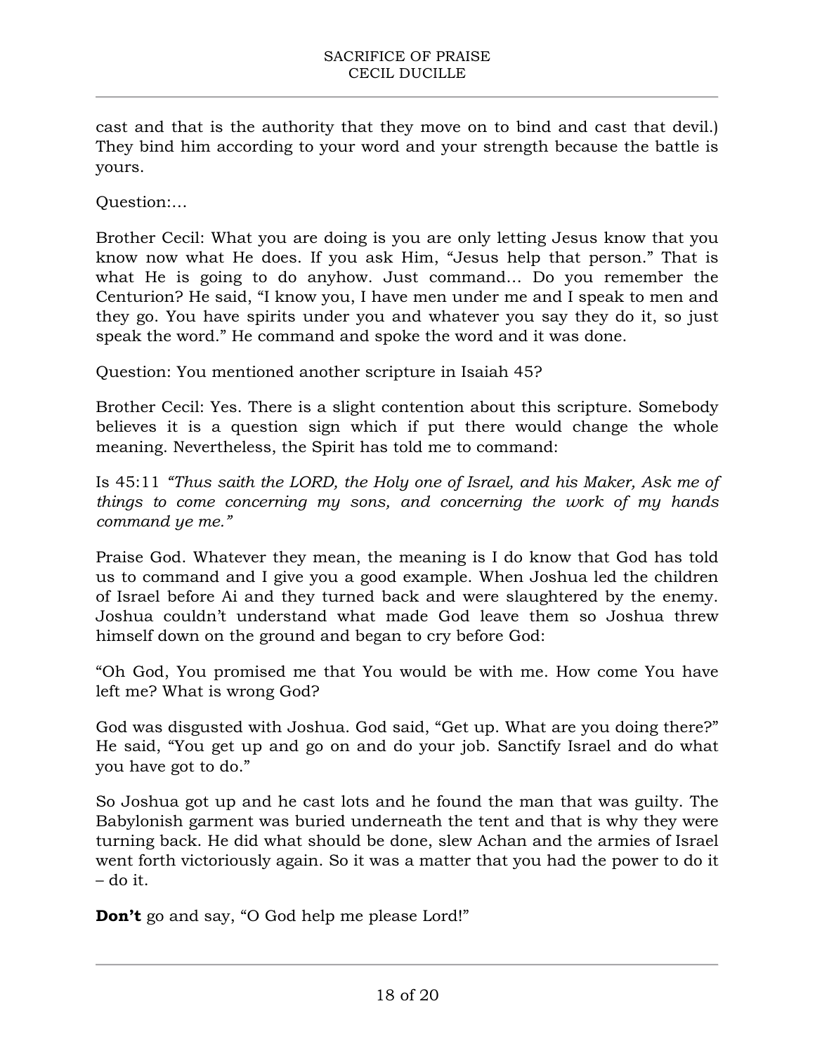cast and that is the authority that they move on to bind and cast that devil.) They bind him according to your word and your strength because the battle is yours.

Question:…

Brother Cecil: What you are doing is you are only letting Jesus know that you know now what He does. If you ask Him, "Jesus help that person." That is what He is going to do anyhow. Just command… Do you remember the Centurion? He said, "I know you, I have men under me and I speak to men and they go. You have spirits under you and whatever you say they do it, so just speak the word." He command and spoke the word and it was done.

Question: You mentioned another scripture in Isaiah 45?

Brother Cecil: Yes. There is a slight contention about this scripture. Somebody believes it is a question sign which if put there would change the whole meaning. Nevertheless, the Spirit has told me to command:

Is 45:11 *"Thus saith the LORD, the Holy one of Israel, and his Maker, Ask me of things to come concerning my sons, and concerning the work of my hands command ye me."*

Praise God. Whatever they mean, the meaning is I do know that God has told us to command and I give you a good example. When Joshua led the children of Israel before Ai and they turned back and were slaughtered by the enemy. Joshua couldn't understand what made God leave them so Joshua threw himself down on the ground and began to cry before God:

"Oh God, You promised me that You would be with me. How come You have left me? What is wrong God?

God was disgusted with Joshua. God said, "Get up. What are you doing there?" He said, "You get up and go on and do your job. Sanctify Israel and do what you have got to do."

So Joshua got up and he cast lots and he found the man that was guilty. The Babylonish garment was buried underneath the tent and that is why they were turning back. He did what should be done, slew Achan and the armies of Israel went forth victoriously again. So it was a matter that you had the power to do it – do it.

**Don't** go and say, "O God help me please Lord!"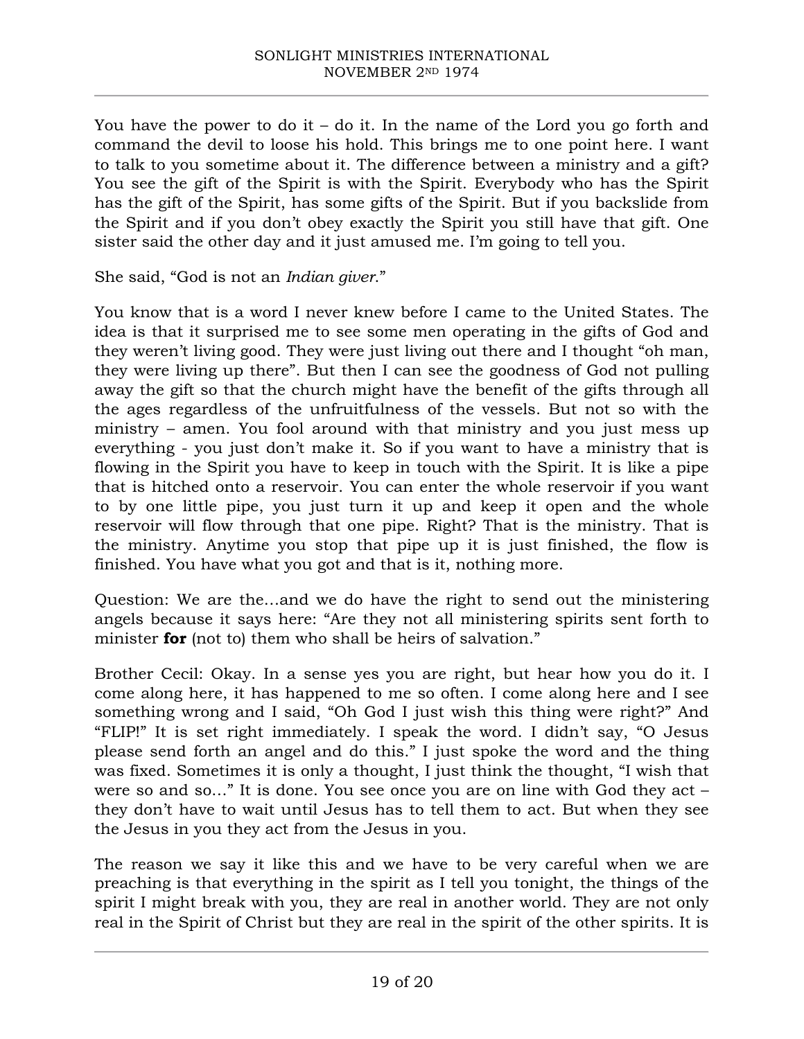You have the power to do it – do it. In the name of the Lord you go forth and command the devil to loose his hold. This brings me to one point here. I want to talk to you sometime about it. The difference between a ministry and a gift? You see the gift of the Spirit is with the Spirit. Everybody who has the Spirit has the gift of the Spirit, has some gifts of the Spirit. But if you backslide from the Spirit and if you don't obey exactly the Spirit you still have that gift. One sister said the other day and it just amused me. I'm going to tell you.

She said, "God is not an *Indian giver*."

You know that is a word I never knew before I came to the United States. The idea is that it surprised me to see some men operating in the gifts of God and they weren't living good. They were just living out there and I thought "oh man, they were living up there". But then I can see the goodness of God not pulling away the gift so that the church might have the benefit of the gifts through all the ages regardless of the unfruitfulness of the vessels. But not so with the ministry – amen. You fool around with that ministry and you just mess up everything - you just don't make it. So if you want to have a ministry that is flowing in the Spirit you have to keep in touch with the Spirit. It is like a pipe that is hitched onto a reservoir. You can enter the whole reservoir if you want to by one little pipe, you just turn it up and keep it open and the whole reservoir will flow through that one pipe. Right? That is the ministry. That is the ministry. Anytime you stop that pipe up it is just finished, the flow is finished. You have what you got and that is it, nothing more.

Question: We are the…and we do have the right to send out the ministering angels because it says here: "Are they not all ministering spirits sent forth to minister **for** (not to) them who shall be heirs of salvation."

Brother Cecil: Okay. In a sense yes you are right, but hear how you do it. I come along here, it has happened to me so often. I come along here and I see something wrong and I said, "Oh God I just wish this thing were right?" And "FLIP!" It is set right immediately. I speak the word. I didn't say, "O Jesus please send forth an angel and do this." I just spoke the word and the thing was fixed. Sometimes it is only a thought, I just think the thought, "I wish that were so and so…" It is done. You see once you are on line with God they act – they don't have to wait until Jesus has to tell them to act. But when they see the Jesus in you they act from the Jesus in you.

The reason we say it like this and we have to be very careful when we are preaching is that everything in the spirit as I tell you tonight, the things of the spirit I might break with you, they are real in another world. They are not only real in the Spirit of Christ but they are real in the spirit of the other spirits. It is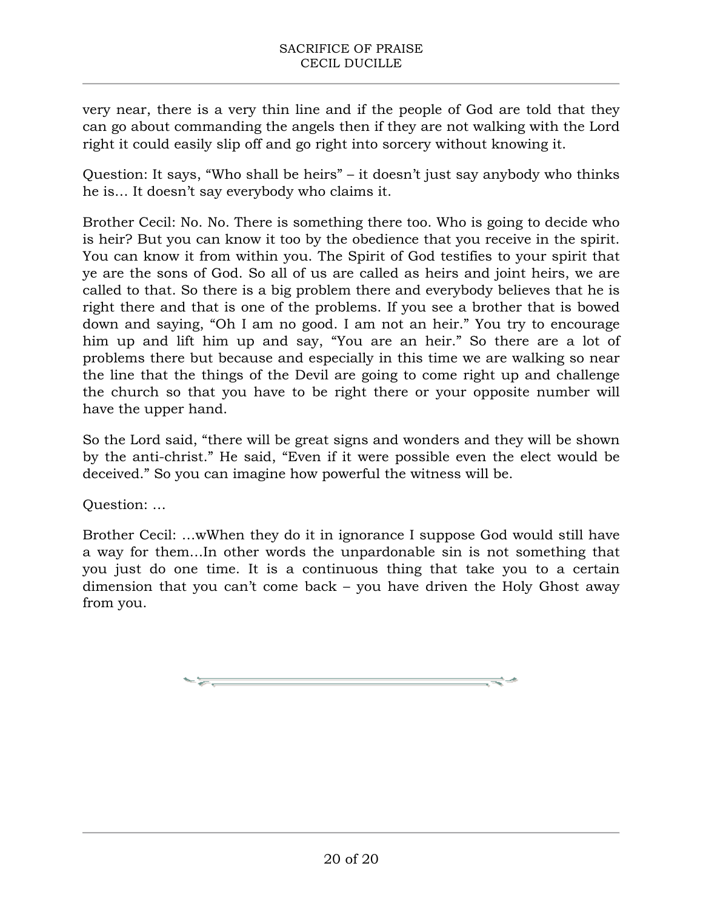very near, there is a very thin line and if the people of God are told that they can go about commanding the angels then if they are not walking with the Lord right it could easily slip off and go right into sorcery without knowing it.

Question: It says, "Who shall be heirs" – it doesn't just say anybody who thinks he is… It doesn't say everybody who claims it.

Brother Cecil: No. No. There is something there too. Who is going to decide who is heir? But you can know it too by the obedience that you receive in the spirit. You can know it from within you. The Spirit of God testifies to your spirit that ye are the sons of God. So all of us are called as heirs and joint heirs, we are called to that. So there is a big problem there and everybody believes that he is right there and that is one of the problems. If you see a brother that is bowed down and saying, "Oh I am no good. I am not an heir." You try to encourage him up and lift him up and say, "You are an heir." So there are a lot of problems there but because and especially in this time we are walking so near the line that the things of the Devil are going to come right up and challenge the church so that you have to be right there or your opposite number will have the upper hand.

So the Lord said, "there will be great signs and wonders and they will be shown by the anti-christ." He said, "Even if it were possible even the elect would be deceived." So you can imagine how powerful the witness will be.

Question: …

Brother Cecil: …wWhen they do it in ignorance I suppose God would still have a way for them…In other words the unpardonable sin is not something that you just do one time. It is a continuous thing that take you to a certain dimension that you can't come back – you have driven the Holy Ghost away from you.